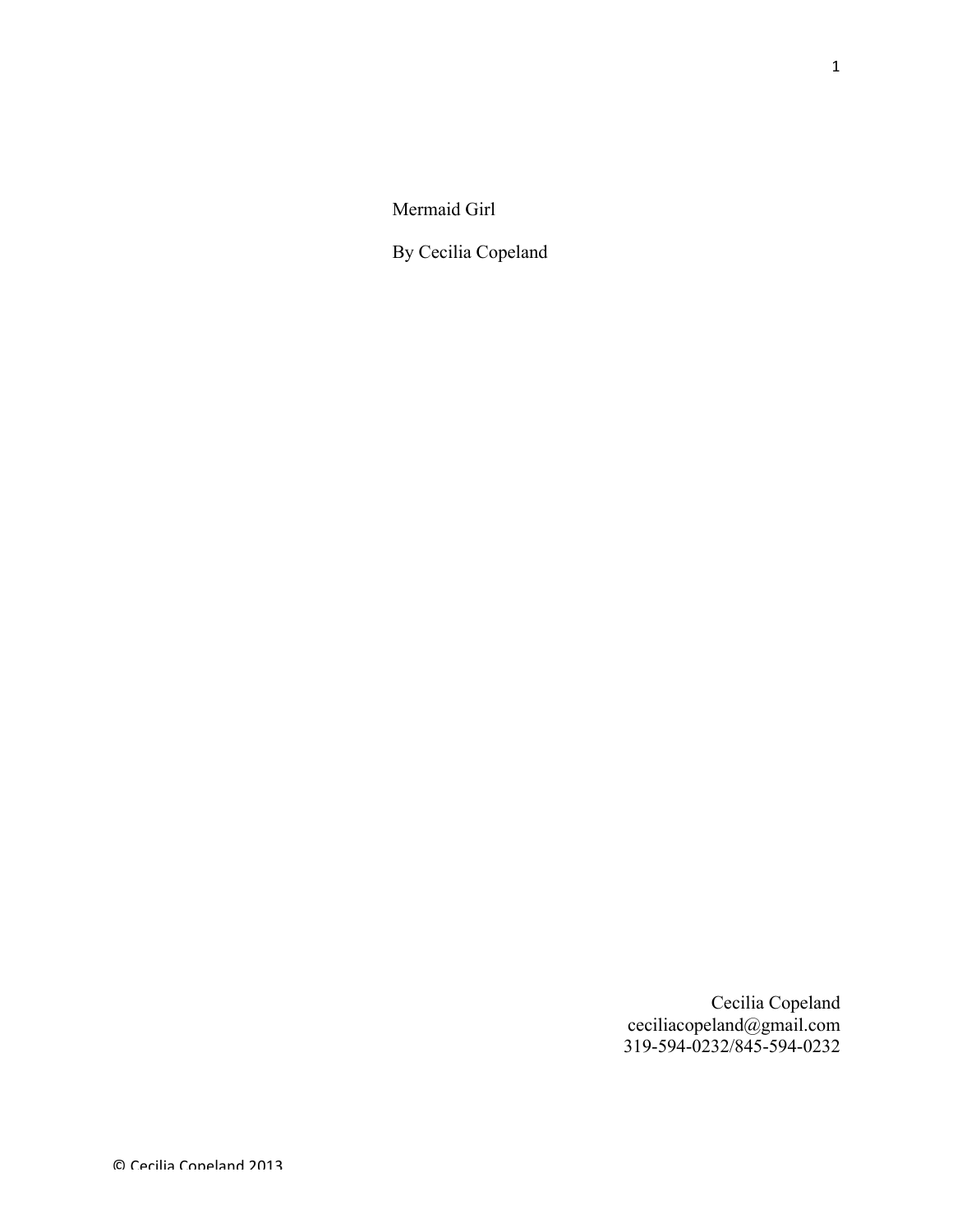Mermaid Girl

By Cecilia Copeland

Cecilia Copeland
ceciliacopeland@gmail.com
319-594-0232/845-594-0232

© Cecilia Copeland 2013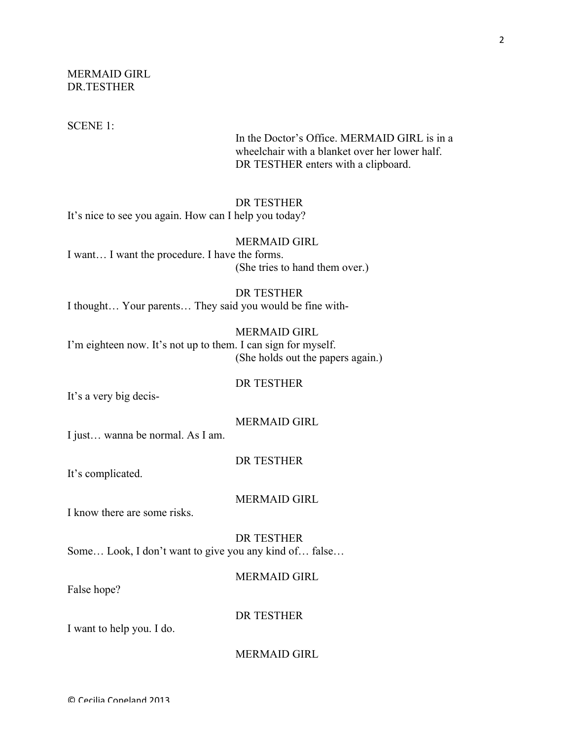MERMAID GIRL
DR.TESTHER

SCENE 1:

In the Doctor's Office. MERMAID GIRL is in a wheelchair with a blanket over her lower half. DR TESTHER enters with a clipboard.

DR TESTHER

It's nice to see you again. How can I help you today?

MERMAID GIRL

I want… I want the procedure. I have the forms.

(She tries to hand them over.)

DR TESTHER

I thought… Your parents… They said you would be fine with-

MERMAID GIRL

I'm eighteen now. It's not up to them. I can sign for myself.

(She holds out the papers again.)

DR TESTHER

It's a very big decis-

MERMAID GIRL

I just… wanna be normal. As I am.

DR TESTHER

It's complicated.

MERMAID GIRL

I know there are some risks.

DR TESTHER

Some… Look, I don't want to give you any kind of… false…

MERMAID GIRL

False hope?

DR TESTHER

I want to help you. I do.

MERMAID GIRL

© Cecilia Copeland 2013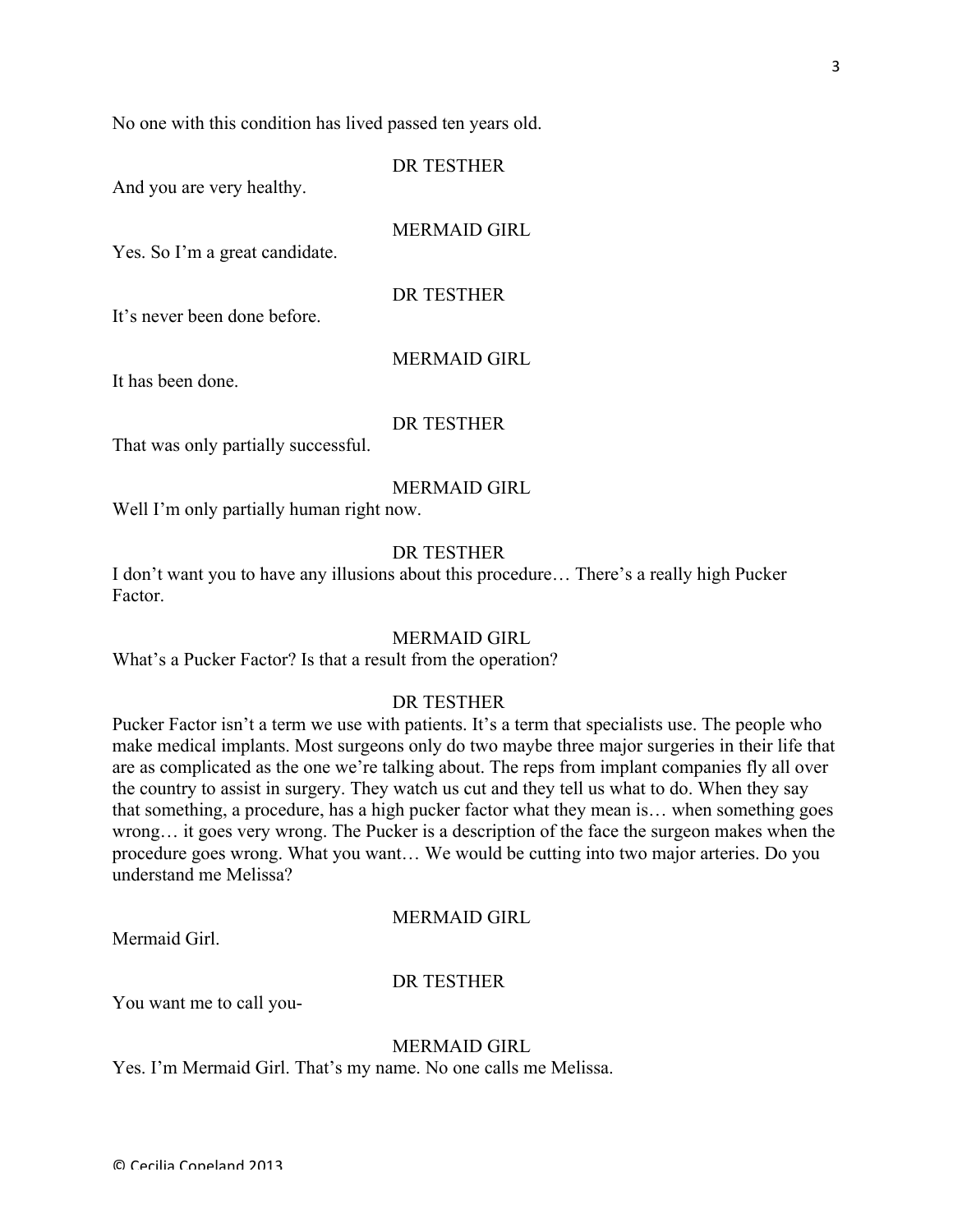No one with this condition has lived passed ten years old.

DR TESTHER

And you are very healthy.

MERMAID GIRL

Yes. So I'm a great candidate.

DR TESTHER

It's never been done before.

MERMAID GIRL

It has been done.

DR TESTHER

That was only partially successful.

MERMAID GIRL

Well I'm only partially human right now.

DR TESTHER

I don't want you to have any illusions about this procedure… There's a really high Pucker Factor.

MERMAID GIRL

What's a Pucker Factor? Is that a result from the operation?

DR TESTHER

Pucker Factor isn't a term we use with patients. It's a term that specialists use. The people who make medical implants. Most surgeons only do two maybe three major surgeries in their life that are as complicated as the one we're talking about. The reps from implant companies fly all over the country to assist in surgery. They watch us cut and they tell us what to do. When they say that something, a procedure, has a high pucker factor what they mean is… when something goes wrong… it goes very wrong. The Pucker is a description of the face the surgeon makes when the procedure goes wrong. What you want… We would be cutting into two major arteries. Do you understand me Melissa?

MERMAID GIRL

Mermaid Girl.

DR TESTHER

You want me to call you-

MERMAID GIRL

Yes. I'm Mermaid Girl. That's my name. No one calls me Melissa.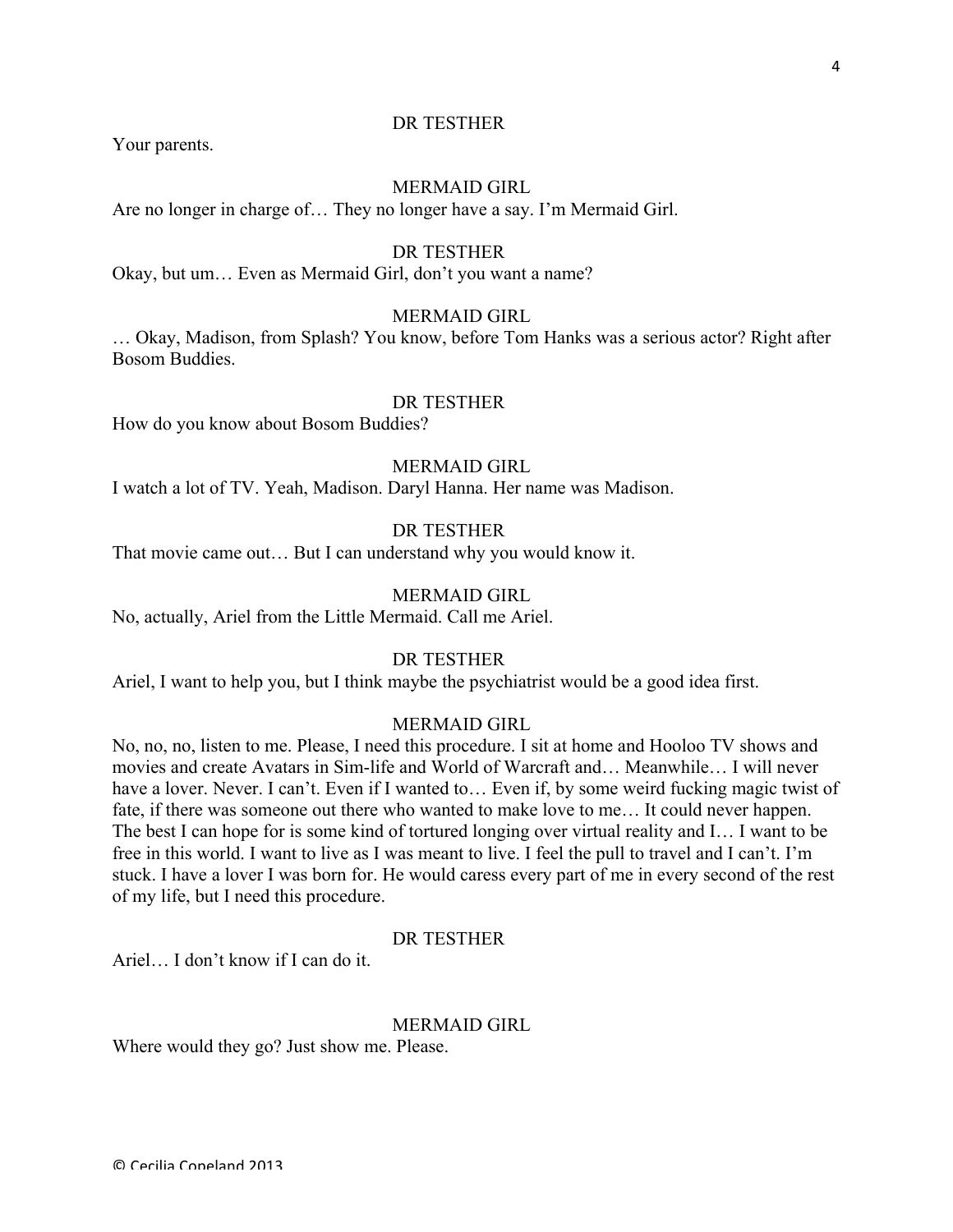DR TESTHER

Your parents.

MERMAID GIRL

Are no longer in charge of… They no longer have a say. I'm Mermaid Girl.

DR TESTHER

Okay, but um… Even as Mermaid Girl, don't you want a name?

MERMAID GIRL

… Okay, Madison, from Splash? You know, before Tom Hanks was a serious actor? Right after Bosom Buddies.

DR TESTHER

How do you know about Bosom Buddies?

MERMAID GIRL

I watch a lot of TV. Yeah, Madison. Daryl Hanna. Her name was Madison.

DR TESTHER

That movie came out… But I can understand why you would know it.

MERMAID GIRL

No, actually, Ariel from the Little Mermaid. Call me Ariel.

DR TESTHER

Ariel, I want to help you, but I think maybe the psychiatrist would be a good idea first.

MERMAID GIRL

No, no, no, listen to me. Please, I need this procedure. I sit at home and Hooloo TV shows and movies and create Avatars in Sim-life and World of Warcraft and… Meanwhile… I will never have a lover. Never. I can't. Even if I wanted to… Even if, by some weird fucking magic twist of fate, if there was someone out there who wanted to make love to me… It could never happen. The best I can hope for is some kind of tortured longing over virtual reality and I… I want to be free in this world. I want to live as I was meant to live. I feel the pull to travel and I can't. I'm stuck. I have a lover I was born for. He would caress every part of me in every second of the rest of my life, but I need this procedure.

DR TESTHER

Ariel… I don't know if I can do it.

MERMAID GIRL

Where would they go? Just show me. Please.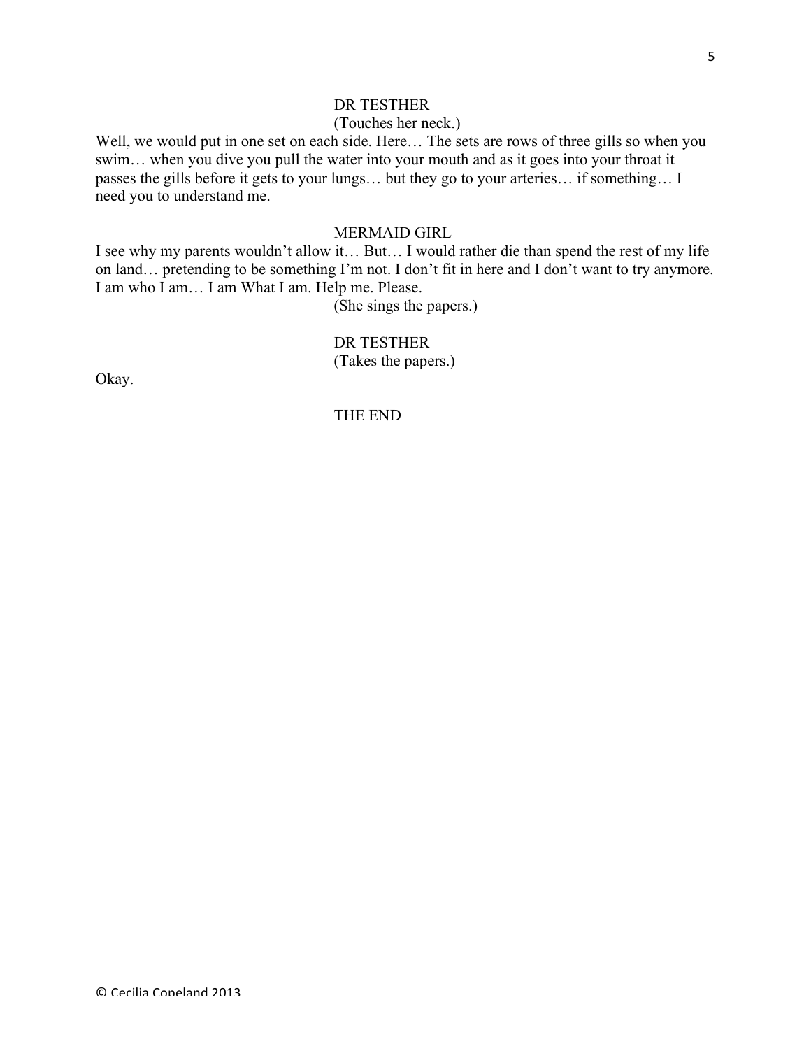DR TESTHER
(Touches her neck.)

Well, we would put in one set on each side. Here… The sets are rows of three gills so when you swim… when you dive you pull the water into your mouth and as it goes into your throat it passes the gills before it gets to your lungs… but they go to your arteries… if something… I need you to understand me.

MERMAID GIRL

I see why my parents wouldn't allow it… But… I would rather die than spend the rest of my life on land… pretending to be something I'm not. I don't fit in here and I don't want to try anymore. I am who I am… I am What I am. Help me. Please.

(She sings the papers.)

DR TESTHER
(Takes the papers.)

Okay.

THE END

© Cecilia Copeland 2013